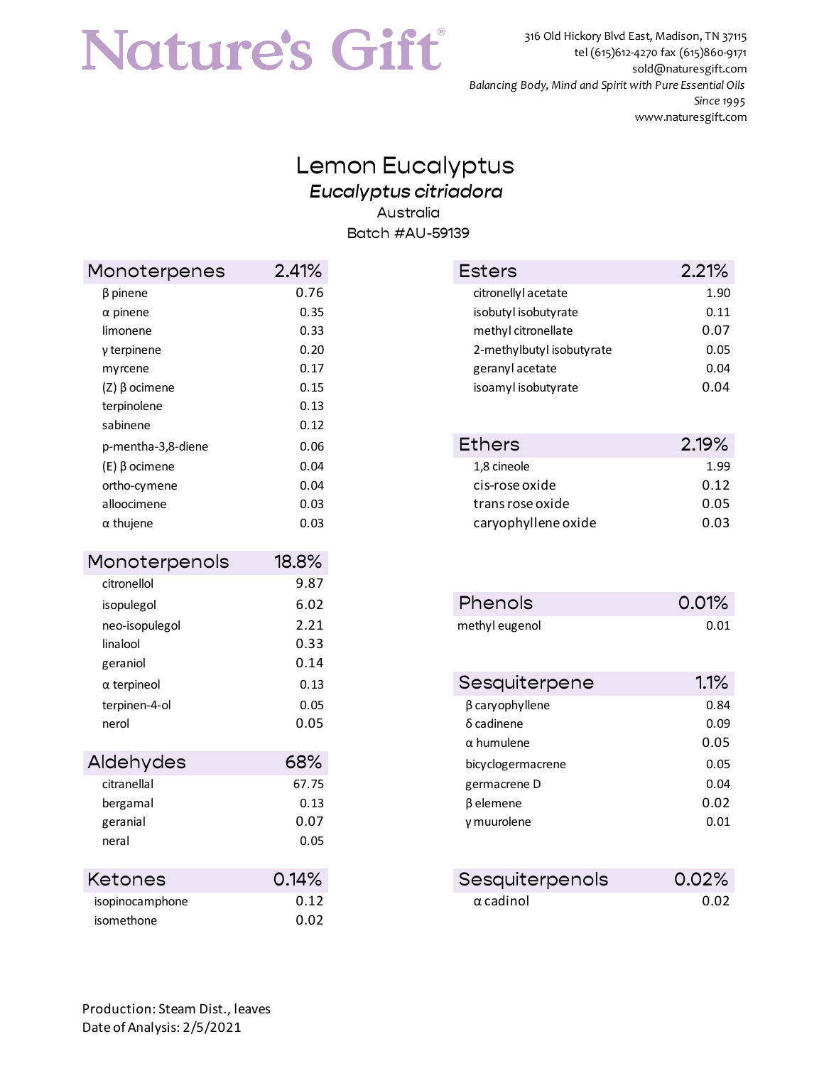# Nature's Gift®

316 Old Hickory Blvd East, Madison, TN 37115
tel (615)612-4270 fax (615)860-9171
sold@naturesgift.com
*Balancing Body, Mind and Spirit with Pure Essential Oils*
*Since 1995*
www.naturesgift.com

## Lemon Eucalyptus

### *Eucalyptus citriadora*

Australia

Batch #AU-59139

| Monoterpenes | 2.41% |
|---|---|
| β pinene | 0.76 |
| α pinene | 0.35 |
| limonene | 0.33 |
| γ terpinene | 0.20 |
| myrcene | 0.17 |
| (Z) β ocimene | 0.15 |
| terpinolene | 0.13 |
| sabinene | 0.12 |
| p-mentha-3,8-diene | 0.06 |
| (E) β ocimene | 0.04 |
| ortho-cymene | 0.04 |
| alloocimene | 0.03 |
| α thujene | 0.03 |

| Monoterpenols | 18.8% |
|---|---|
| citronellol | 9.87 |
| isopulegol | 6.02 |
| neo-isopulegol | 2.21 |
| linalool | 0.33 |
| geraniol | 0.14 |
| α terpineol | 0.13 |
| terpinen-4-ol | 0.05 |
| nerol | 0.05 |

| Aldehydes | 68% |
|---|---|
| citranellal | 67.75 |
| bergamal | 0.13 |
| geranial | 0.07 |
| neral | 0.05 |

| Ketones | 0.14% |
|---|---|
| isopinocamphone | 0.12 |
| isomethone | 0.02 |

| Esters | 2.21% |
|---|---|
| citronellyl acetate | 1.90 |
| isobutyl isobutyrate | 0.11 |
| methyl citronellate | 0.07 |
| 2-methylbutyl isobutyrate | 0.05 |
| geranyl acetate | 0.04 |
| isoamyl isobutyrate | 0.04 |

| Ethers | 2.19% |
|---|---|
| 1,8 cineole | 1.99 |
| cis-rose oxide | 0.12 |
| trans rose oxide | 0.05 |
| caryophyllene oxide | 0.03 |

| Phenols | 0.01% |
|---|---|
| methyl eugenol | 0.01 |

| Sesquiterpene | 1.1% |
|---|---|
| β caryophyllene | 0.84 |
| δ cadinene | 0.09 |
| α humulene | 0.05 |
| bicyclogermacrene | 0.05 |
| germacrene D | 0.04 |
| β elemene | 0.02 |
| γ muurolene | 0.01 |

| Sesquiterpenols | 0.02% |
|---|---|
| α cadinol | 0.02 |

Production: Steam Dist., leaves
Date of Analysis: 2/5/2021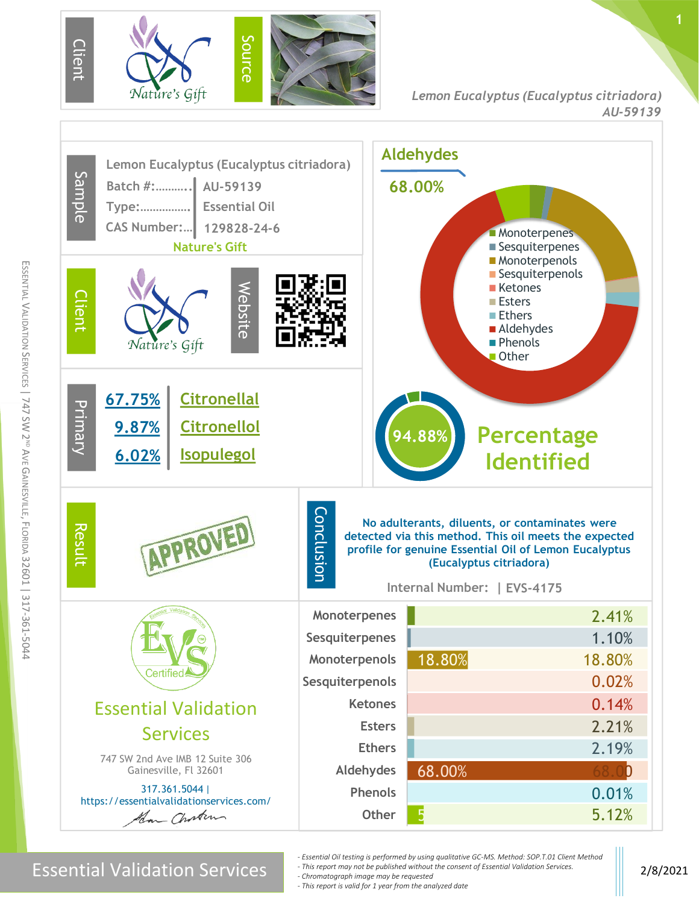**Client:** Nature's Gift | **Source**

*Lemon Eucalyptus (Eucalyptus citriadora)*
*AU-59139*

## Sample

Lemon Eucalyptus (Eucalyptus citriadora)

| | |
|---|---|
| Batch #: | AU-59139 |
| Type: | Essential Oil |
| CAS Number: | 129828-24-6 |

Nature's Gift

## Client

Nature's Gift

**Website**

## Aldehydes

68.00%

- Monoterpenes
- Sesquiterpenes
- Monoterpenols
- Sesquiterpenols
- Ketones
- Esters
- Ethers
- Aldehydes
- Phenols
- Other

## Primary

| | |
|---|---|
| 67.75% | Citronellal |
| 9.87% | Citronellol |
| 6.02% | Isopulegol |

94.88% **Percentage Identified**

## Result

APPROVED

## Conclusion

No adulterants, diluents, or contaminates were detected via this method. This oil meets the expected profile for genuine Essential Oil of Lemon Eucalyptus (Eucalyptus citriadora)

Internal Number: | EVS-4175

| Class | Percentage |
|---|---|
| Monoterpenes | 2.41% |
| Sesquiterpenes | 1.10% |
| Monoterpenols | 18.80% |
| Sesquiterpenols | 0.02% |
| Ketones | 0.14% |
| Esters | 2.21% |
| Ethers | 2.19% |
| Aldehydes | 68.00% |
| Phenols | 0.01% |
| Other | 5.12% |

EVS Certified

## Essential Validation Services

747 SW 2nd Ave IMB 12 Suite 306
Gainesville, Fl 32601

317.361.5044 |
https://essentialvalidationservices.com/

Essential Validation Services | 747 SW 2nd Ave Gainesville, Florida 32601 | 317-361-5044

- *Essential Oil testing is performed by using qualitative GC-MS. Method: SOP.T.01 Client Method*
- *This report may not be published without the consent of Essential Validation Services.*
- *Chromatograph image may be requested*
- *This report is valid for 1 year from the analyzed date*

2/8/2021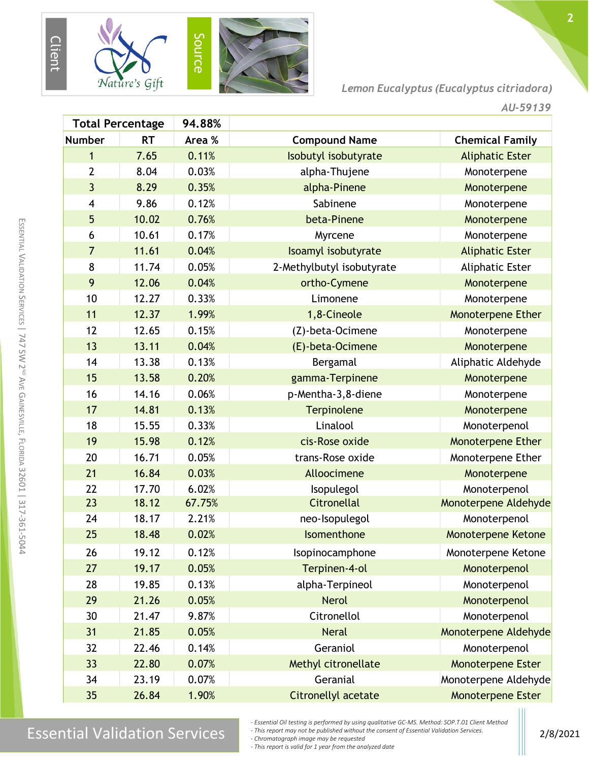Client: Nature's Gift

Source

*Lemon Eucalyptus (Eucalyptus citriadora)*

*AU-59139*

| Total Percentage | | 94.88% | | |
|---|---|---|---|---|
| **Number** | **RT** | **Area %** | **Compound Name** | **Chemical Family** |
| 1 | 7.65 | 0.11% | Isobutyl isobutyrate | Aliphatic Ester |
| 2 | 8.04 | 0.03% | alpha-Thujene | Monoterpene |
| 3 | 8.29 | 0.35% | alpha-Pinene | Monoterpene |
| 4 | 9.86 | 0.12% | Sabinene | Monoterpene |
| 5 | 10.02 | 0.76% | beta-Pinene | Monoterpene |
| 6 | 10.61 | 0.17% | Myrcene | Monoterpene |
| 7 | 11.61 | 0.04% | Isoamyl isobutyrate | Aliphatic Ester |
| 8 | 11.74 | 0.05% | 2-Methylbutyl isobutyrate | Aliphatic Ester |
| 9 | 12.06 | 0.04% | ortho-Cymene | Monoterpene |
| 10 | 12.27 | 0.33% | Limonene | Monoterpene |
| 11 | 12.37 | 1.99% | 1,8-Cineole | Monoterpene Ether |
| 12 | 12.65 | 0.15% | (Z)-beta-Ocimene | Monoterpene |
| 13 | 13.11 | 0.04% | (E)-beta-Ocimene | Monoterpene |
| 14 | 13.38 | 0.13% | Bergamal | Aliphatic Aldehyde |
| 15 | 13.58 | 0.20% | gamma-Terpinene | Monoterpene |
| 16 | 14.16 | 0.06% | p-Mentha-3,8-diene | Monoterpene |
| 17 | 14.81 | 0.13% | Terpinolene | Monoterpene |
| 18 | 15.55 | 0.33% | Linalool | Monoterpenol |
| 19 | 15.98 | 0.12% | cis-Rose oxide | Monoterpene Ether |
| 20 | 16.71 | 0.05% | trans-Rose oxide | Monoterpene Ether |
| 21 | 16.84 | 0.03% | Alloocimene | Monoterpene |
| 22 | 17.70 | 6.02% | Isopulegol | Monoterpenol |
| 23 | 18.12 | 67.75% | Citronellal | Monoterpene Aldehyde |
| 24 | 18.17 | 2.21% | neo-Isopulegol | Monoterpenol |
| 25 | 18.48 | 0.02% | Isomenthone | Monoterpene Ketone |
| 26 | 19.12 | 0.12% | Isopinocamphone | Monoterpene Ketone |
| 27 | 19.17 | 0.05% | Terpinen-4-ol | Monoterpenol |
| 28 | 19.85 | 0.13% | alpha-Terpineol | Monoterpenol |
| 29 | 21.26 | 0.05% | Nerol | Monoterpenol |
| 30 | 21.47 | 9.87% | Citronellol | Monoterpenol |
| 31 | 21.85 | 0.05% | Neral | Monoterpene Aldehyde |
| 32 | 22.46 | 0.14% | Geraniol | Monoterpenol |
| 33 | 22.80 | 0.07% | Methyl citronellate | Monoterpene Ester |
| 34 | 23.19 | 0.07% | Geranial | Monoterpene Aldehyde |
| 35 | 26.84 | 1.90% | Citronellyl acetate | Monoterpene Ester |

Essential Validation Services | 747 SW 2nd Ave Gainesville, Florida 32601 | 317-361-5044

*- Essential Oil testing is performed by using qualitative GC-MS. Method: SOP.T.01 Client Method*
*- This report may not be published without the consent of Essential Validation Services.*
*- Chromatograph image may be requested*
*- This report is valid for 1 year from the analyzed date*

2/8/2021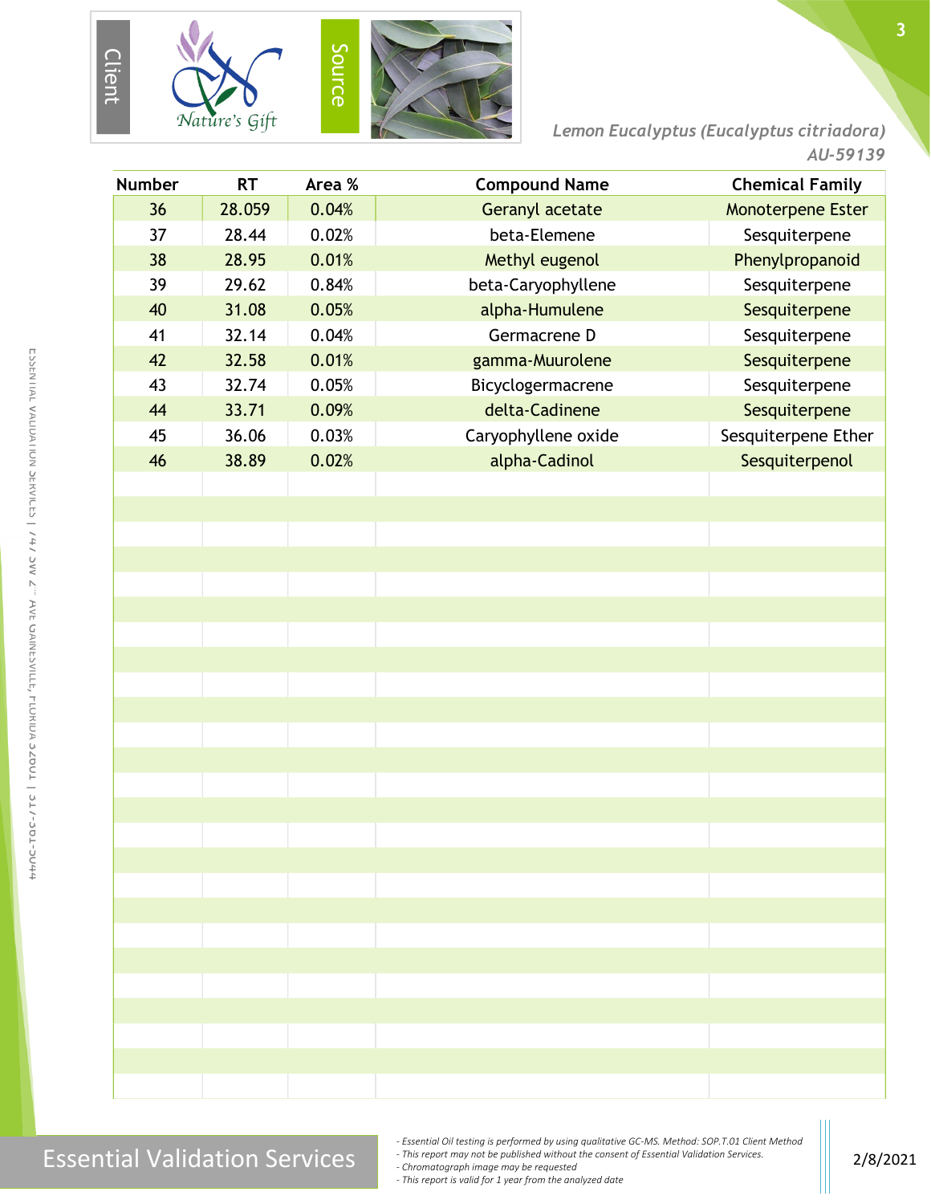Client

Nature's Gift

Source

*Lemon Eucalyptus (Eucalyptus citriadora)*
*AU-59139*

| Number | RT | Area % | Compound Name | Chemical Family |
|---|---|---|---|---|
| 36 | 28.059 | 0.04% | Geranyl acetate | Monoterpene Ester |
| 37 | 28.44 | 0.02% | beta-Elemene | Sesquiterpene |
| 38 | 28.95 | 0.01% | Methyl eugenol | Phenylpropanoid |
| 39 | 29.62 | 0.84% | beta-Caryophyllene | Sesquiterpene |
| 40 | 31.08 | 0.05% | alpha-Humulene | Sesquiterpene |
| 41 | 32.14 | 0.04% | Germacrene D | Sesquiterpene |
| 42 | 32.58 | 0.01% | gamma-Muurolene | Sesquiterpene |
| 43 | 32.74 | 0.05% | Bicyclogermacrene | Sesquiterpene |
| 44 | 33.71 | 0.09% | delta-Cadinene | Sesquiterpene |
| 45 | 36.06 | 0.03% | Caryophyllene oxide | Sesquiterpene Ether |
| 46 | 38.89 | 0.02% | alpha-Cadinol | Sesquiterpenol |

Essential Validation Services

*- Essential Oil testing is performed by using qualitative GC-MS. Method: SOP.T.01 Client Method*
*- This report may not be published without the consent of Essential Validation Services.*
*- Chromatograph image may be requested*
*- This report is valid for 1 year from the analyzed date*

2/8/2021